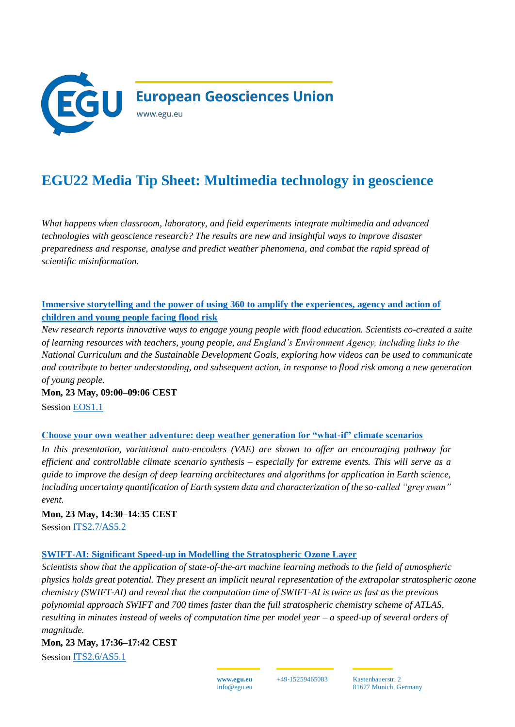European Geosciences Union

www.egu.eu

# EGU22 Media Tip Sheet: Multimedia technology in geoscience

*What happens when classroom, laboratory, and field experiments integrate multimedia and advanced technologies with geoscience research? The results are new and insightful ways to improve disaster preparedness and response, analyse and predict weather phenomena, and combat the rapid spread of scientific misinformation.*

### Immersive storytelling and the power of using 360 to amplify the experiences, agency and action of children and young people facing flood risk

*New research reports innovative ways to engage young people with flood education. Scientists co-created a suite of learning resources with teachers, young people, and England's Environment Agency, including links to the National Curriculum and the Sustainable Development Goals, exploring how videos can be used to communicate and contribute to better understanding, and subsequent action, in response to flood risk among a new generation of young people.*

**Mon, 23 May, 09:00–09:06 CEST**

Session EOS1.1

### Choose your own weather adventure: deep weather generation for "what-if" climate scenarios

*In this presentation, variational auto-encoders (VAE) are shown to offer an encouraging pathway for efficient and controllable climate scenario synthesis – especially for extreme events. This will serve as a guide to improve the design of deep learning architectures and algorithms for application in Earth science, including uncertainty quantification of Earth system data and characterization of the so-called "grey swan" event.*

**Mon, 23 May, 14:30–14:35 CEST**

Session ITS2.7/AS5.2

### SWIFT-AI: Significant Speed-up in Modelling the Stratospheric Ozone Layer

*Scientists show that the application of state-of-the-art machine learning methods to the field of atmospheric physics holds great potential. They present an implicit neural representation of the extrapolar stratospheric ozone chemistry (SWIFT-AI) and reveal that the computation time of SWIFT-AI is twice as fast as the previous polynomial approach SWIFT and 700 times faster than the full stratospheric chemistry scheme of ATLAS, resulting in minutes instead of weeks of computation time per model year – a speed-up of several orders of magnitude.*

**Mon, 23 May, 17:36–17:42 CEST**

Session ITS2.6/AS5.1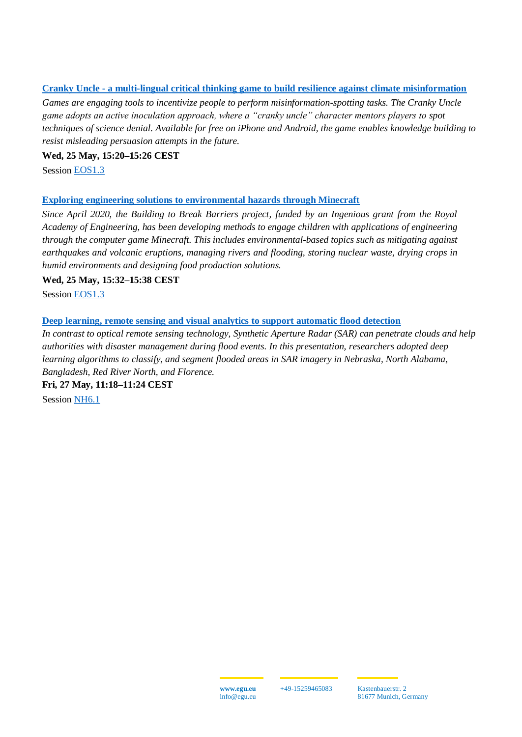[Cranky Uncle - a multi-lingual critical thinking game to build resilience against climate misinformation]

*Games are engaging tools to incentivize people to perform misinformation-spotting tasks. The Cranky Uncle game adopts an active inoculation approach, where a "cranky uncle" character mentors players to spot techniques of science denial. Available for free on iPhone and Android, the game enables knowledge building to resist misleading persuasion attempts in the future.*

**Wed, 25 May, 15:20–15:26 CEST**

Session EOS1.3

[Exploring engineering solutions to environmental hazards through Minecraft]

*Since April 2020, the Building to Break Barriers project, funded by an Ingenious grant from the Royal Academy of Engineering, has been developing methods to engage children with applications of engineering through the computer game Minecraft. This includes environmental-based topics such as mitigating against earthquakes and volcanic eruptions, managing rivers and flooding, storing nuclear waste, drying crops in humid environments and designing food production solutions.*

**Wed, 25 May, 15:32–15:38 CEST**

Session EOS1.3

[Deep learning, remote sensing and visual analytics to support automatic flood detection]

*In contrast to optical remote sensing technology, Synthetic Aperture Radar (SAR) can penetrate clouds and help authorities with disaster management during flood events. In this presentation, researchers adopted deep learning algorithms to classify, and segment flooded areas in SAR imagery in Nebraska, North Alabama, Bangladesh, Red River North, and Florence.*

**Fri, 27 May, 11:18–11:24 CEST**

Session NH6.1